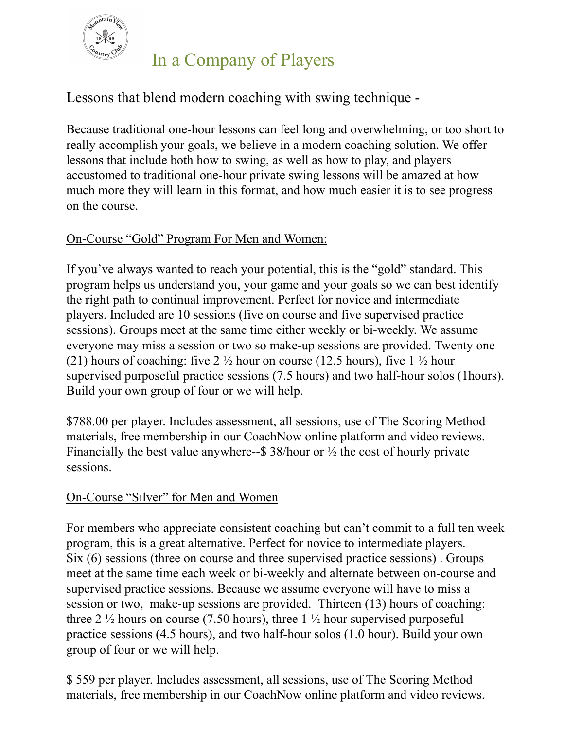# In a Company of Players

Lessons that blend modern coaching with swing technique -

Because traditional one-hour lessons can feel long and overwhelming, or too short to really accomplish your goals, we believe in a modern coaching solution. We offer lessons that include both how to swing, as well as how to play, and players accustomed to traditional one-hour private swing lessons will be amazed at how much more they will learn in this format, and how much easier it is to see progress on the course.

<u>On-Course "Gold" Program For Men and Women:</u>

If you've always wanted to reach your potential, this is the "gold" standard. This program helps us understand you, your game and your goals so we can best identify the right path to continual improvement. Perfect for novice and intermediate players. Included are 10 sessions (five on course and five supervised practice sessions). Groups meet at the same time either weekly or bi-weekly. We assume everyone may miss a session or two so make-up sessions are provided. Twenty one (21) hours of coaching: five 2 ½ hour on course (12.5 hours), five 1 ½ hour supervised purposeful practice sessions (7.5 hours) and two half-hour solos (1hours). Build your own group of four or we will help.

$788.00 per player. Includes assessment, all sessions, use of The Scoring Method materials, free membership in our CoachNow online platform and video reviews. Financially the best value anywhere--$ 38/hour or ½ the cost of hourly private sessions.

<u>On-Course "Silver" for Men and Women</u>

For members who appreciate consistent coaching but can't commit to a full ten week program, this is a great alternative. Perfect for novice to intermediate players. Six (6) sessions (three on course and three supervised practice sessions) . Groups meet at the same time each week or bi-weekly and alternate between on-course and supervised practice sessions. Because we assume everyone will have to miss a session or two, make-up sessions are provided. Thirteen (13) hours of coaching: three 2 ½ hours on course (7.50 hours), three 1 ½ hour supervised purposeful practice sessions (4.5 hours), and two half-hour solos (1.0 hour). Build your own group of four or we will help.

$ 559 per player. Includes assessment, all sessions, use of The Scoring Method materials, free membership in our CoachNow online platform and video reviews.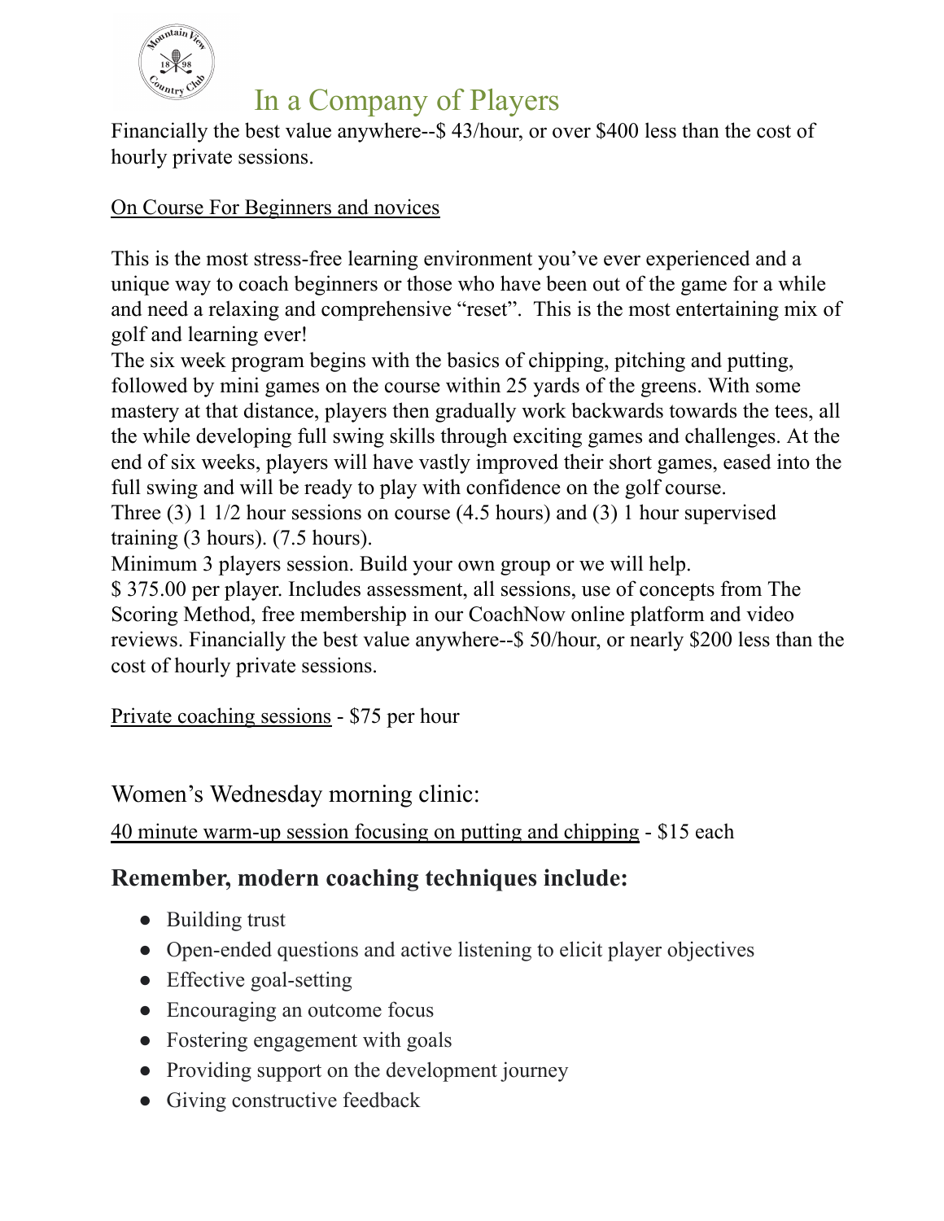# In a Company of Players

Financially the best value anywhere--$ 43/hour, or over $400 less than the cost of hourly private sessions.

<u>On Course For Beginners and novices</u>

This is the most stress-free learning environment you've ever experienced and a unique way to coach beginners or those who have been out of the game for a while and need a relaxing and comprehensive "reset". This is the most entertaining mix of golf and learning ever!

The six week program begins with the basics of chipping, pitching and putting, followed by mini games on the course within 25 yards of the greens. With some mastery at that distance, players then gradually work backwards towards the tees, all the while developing full swing skills through exciting games and challenges. At the end of six weeks, players will have vastly improved their short games, eased into the full swing and will be ready to play with confidence on the golf course.

Three (3) 1 1/2 hour sessions on course (4.5 hours) and (3) 1 hour supervised training (3 hours). (7.5 hours).

Minimum 3 players session. Build your own group or we will help.

$ 375.00 per player. Includes assessment, all sessions, use of concepts from The Scoring Method, free membership in our CoachNow online platform and video reviews. Financially the best value anywhere--$ 50/hour, or nearly $200 less than the cost of hourly private sessions.

<u>Private coaching sessions</u> - $75 per hour

## Women's Wednesday morning clinic:

<u>40 minute warm-up session focusing on putting and chipping</u> - $15 each

### Remember, modern coaching techniques include:

- Building trust
- Open-ended questions and active listening to elicit player objectives
- Effective goal-setting
- Encouraging an outcome focus
- Fostering engagement with goals
- Providing support on the development journey
- Giving constructive feedback